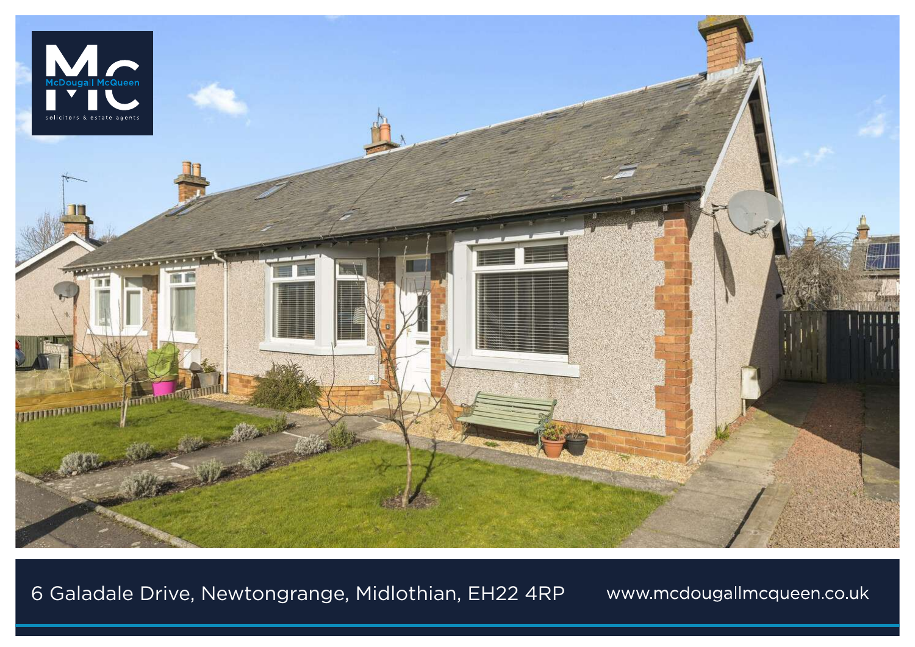McDougall McQueen

solicitors & estate agents

6 Galadale Drive, Newtongrange, Midlothian, EH22 4RP

www.mcdougallmcqueen.co.uk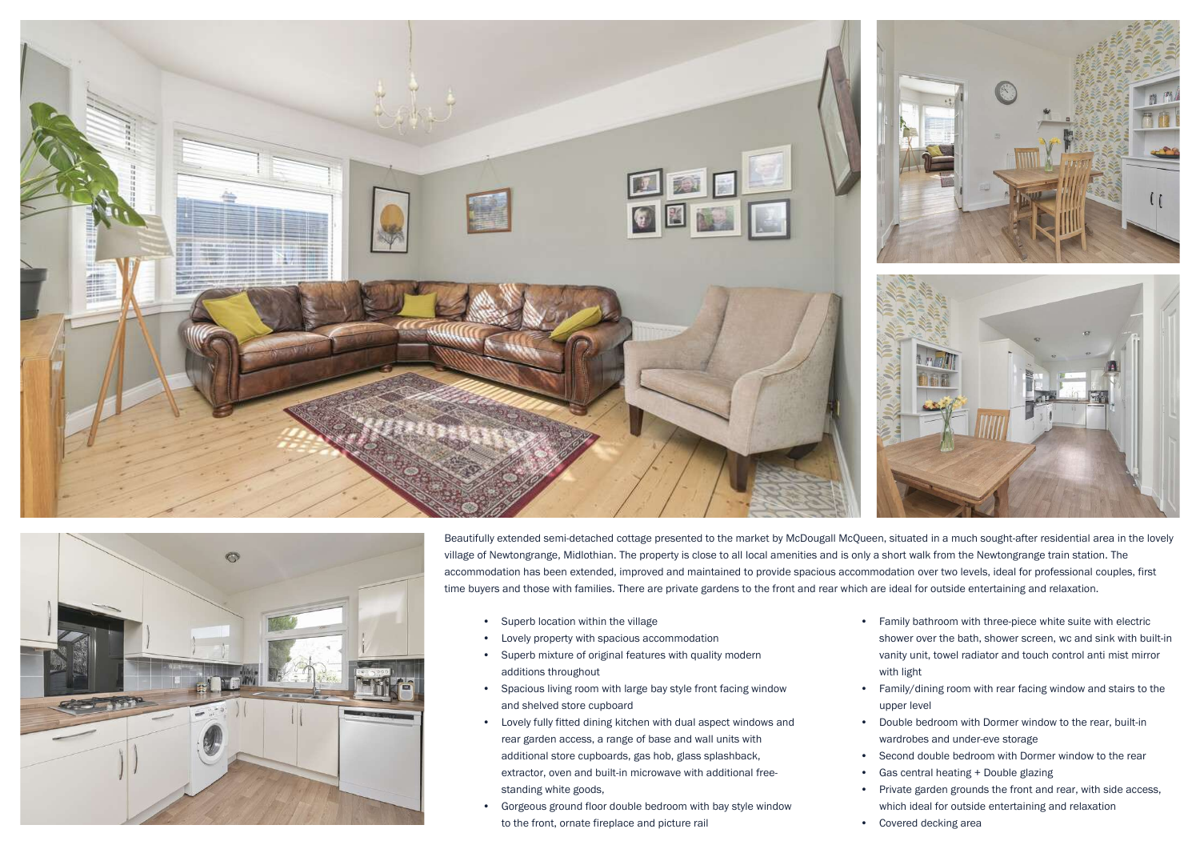Beautifully extended semi-detached cottage presented to the market by McDougall McQueen, situated in a much sought-after residential area in the lovely village of Newtongrange, Midlothian. The property is close to all local amenities and is only a short walk from the Newtongrange train station. The accommodation has been extended, improved and maintained to provide spacious accommodation over two levels, ideal for professional couples, first time buyers and those with families. There are private gardens to the front and rear which are ideal for outside entertaining and relaxation.

- Superb location within the village
- Lovely property with spacious accommodation
- Superb mixture of original features with quality modern additions throughout
- Spacious living room with large bay style front facing window and shelved store cupboard
- Lovely fully fitted dining kitchen with dual aspect windows and rear garden access, a range of base and wall units with additional store cupboards, gas hob, glass splashback, extractor, oven and built-in microwave with additional free-standing white goods,
- Gorgeous ground floor double bedroom with bay style window to the front, ornate fireplace and picture rail
- Family bathroom with three-piece white suite with electric shower over the bath, shower screen, wc and sink with built-in vanity unit, towel radiator and touch control anti mist mirror with light
- Family/dining room with rear facing window and stairs to the upper level
- Double bedroom with Dormer window to the rear, built-in wardrobes and under-eve storage
- Second double bedroom with Dormer window to the rear
- Gas central heating + Double glazing
- Private garden grounds the front and rear, with side access, which ideal for outside entertaining and relaxation
- Covered decking area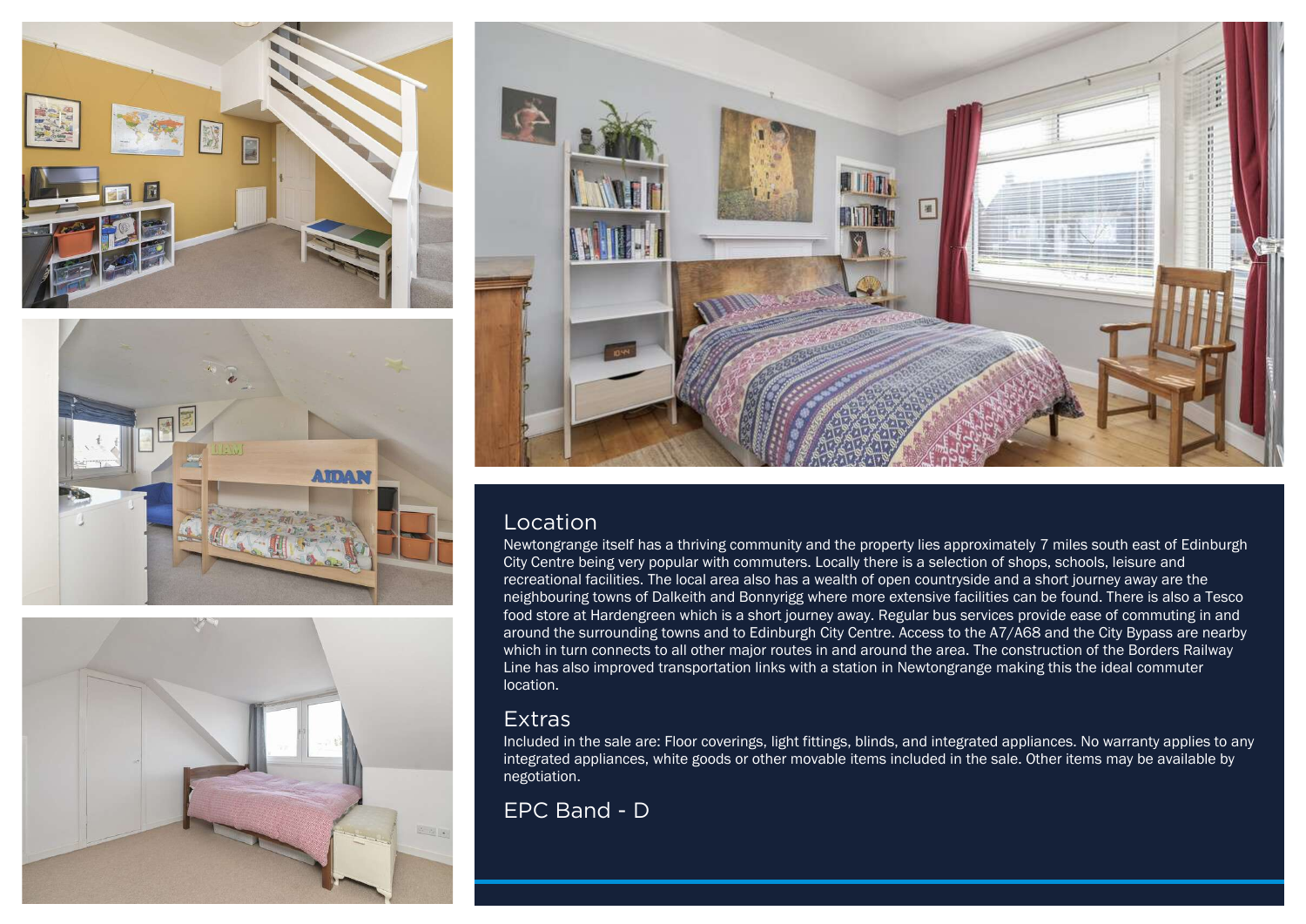## Location

Newtongrange itself has a thriving community and the property lies approximately 7 miles south east of Edinburgh City Centre being very popular with commuters. Locally there is a selection of shops, schools, leisure and recreational facilities. The local area also has a wealth of open countryside and a short journey away are the neighbouring towns of Dalkeith and Bonnyrigg where more extensive facilities can be found. There is also a Tesco food store at Hardengreen which is a short journey away. Regular bus services provide ease of commuting in and around the surrounding towns and to Edinburgh City Centre. Access to the A7/A68 and the City Bypass are nearby which in turn connects to all other major routes in and around the area. The construction of the Borders Railway Line has also improved transportation links with a station in Newtongrange making this the ideal commuter location.

## Extras

Included in the sale are: Floor coverings, light fittings, blinds, and integrated appliances. No warranty applies to any integrated appliances, white goods or other movable items included in the sale. Other items may be available by negotiation.

## EPC Band - D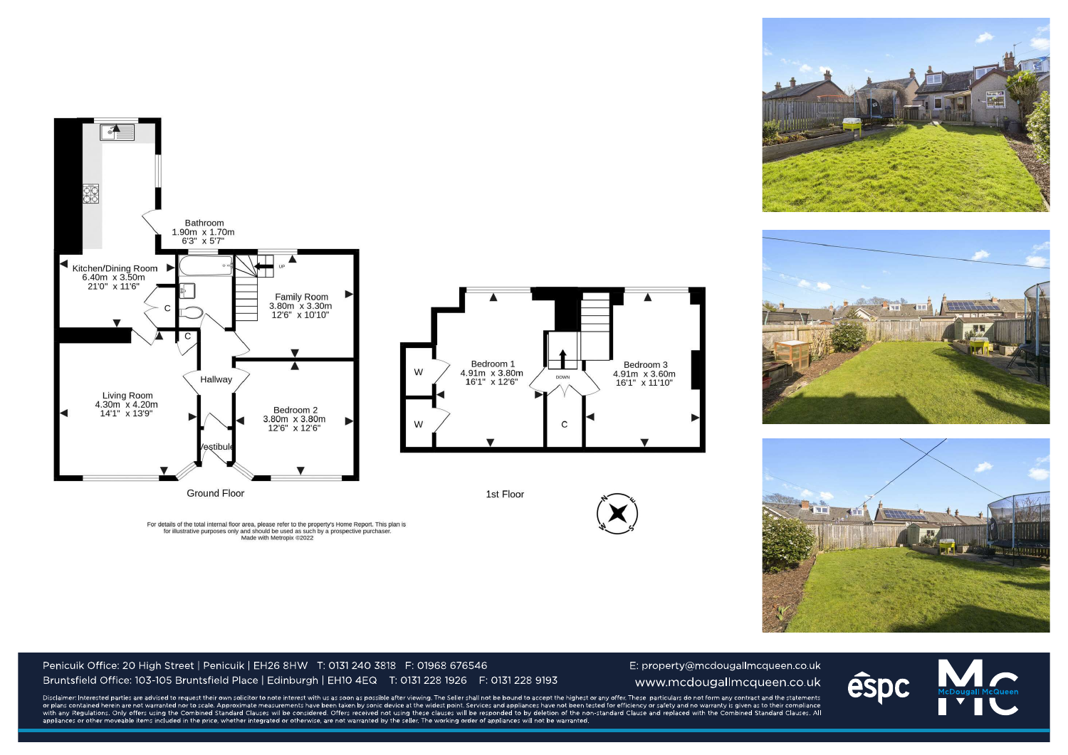## Ground Floor

Kitchen/Dining Room
6.40m x 3.50m
21'0" x 11'6"

Bathroom
1.90m x 1.70m
6'3" x 5'7"

Family Room
3.80m x 3.30m
12'6" x 10'10"

Living Room
4.30m x 4.20m
14'1" x 13'9"

Hallway

Bedroom 2
3.80m x 3.80m
12'6" x 12'6"

Vestibule

## 1st Floor

Bedroom 1
4.91m x 3.80m
16'1" x 12'6"

Bedroom 3
4.91m x 3.60m
16'1" x 11'10"

For details of the total internal floor area, please refer to the property's Home Report. This plan is for illustrative purposes only and should be used as such by a prospective purchaser.
Made with Metropix ©2022

Penicuik Office: 20 High Street | Penicuik | EH26 8HW T: 0131 240 3818 F: 01968 676546
Bruntsfield Office: 103-105 Bruntsfield Place | Edinburgh | EH10 4EQ T: 0131 228 1926 F: 0131 228 9193

E: property@mcdougallmcqueen.co.uk
www.mcdougallmcqueen.co.uk

espc

McDougall McQueen

Disclaimer: Interested parties are advised to request their own solicitor to note interest with us as soon as possible after viewing. The Seller shall not be bound to accept the highest or any offer. These particulars do not form any contract and the statements or plans contained herein are not warranted nor to scale. Approximate measurements have been taken by sonic device at the widest point. Services and appliances have not been tested for efficiency or safety and no warranty is given as to their compliance with any Regulations. Only offers using the Combined Standard Clauses will be considered. Offers received not using these clauses will be responded to by deletion of the non-standard Clause and replaced with the Combined Standard Clauses. All appliances or other moveable items included in the price, whether integrated or otherwise, are not warranted by the seller. The working order of appliances will not be warranted.